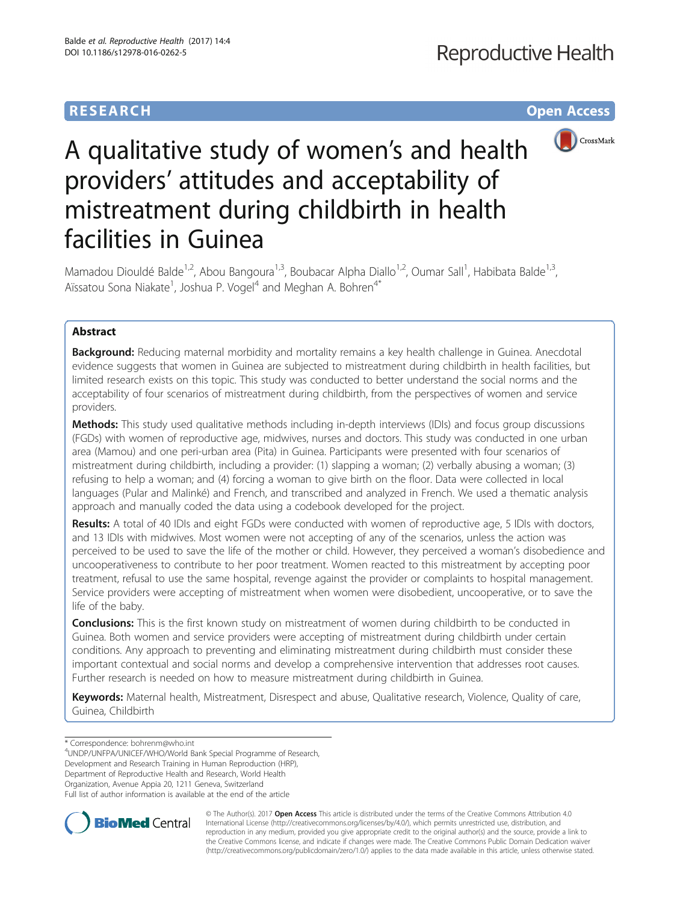**RESEARCH** **Open Access**

# A qualitative study of women's and health providers' attitudes and acceptability of mistreatment during childbirth in health facilities in Guinea

Mamadou Diouldé Balde[1,2], Abou Bangoura[1,3], Boubacar Alpha Diallo[1,2], Oumar Sall[1], Habibata Balde[1,3], Aïssatou Sona Niakate[1], Joshua P. Vogel[4] and Meghan A. Bohren[4*]

## Abstract

**Background:** Reducing maternal morbidity and mortality remains a key health challenge in Guinea. Anecdotal evidence suggests that women in Guinea are subjected to mistreatment during childbirth in health facilities, but limited research exists on this topic. This study was conducted to better understand the social norms and the acceptability of four scenarios of mistreatment during childbirth, from the perspectives of women and service providers.

**Methods:** This study used qualitative methods including in-depth interviews (IDIs) and focus group discussions (FGDs) with women of reproductive age, midwives, nurses and doctors. This study was conducted in one urban area (Mamou) and one peri-urban area (Pita) in Guinea. Participants were presented with four scenarios of mistreatment during childbirth, including a provider: (1) slapping a woman; (2) verbally abusing a woman; (3) refusing to help a woman; and (4) forcing a woman to give birth on the floor. Data were collected in local languages (Pular and Malinké) and French, and transcribed and analyzed in French. We used a thematic analysis approach and manually coded the data using a codebook developed for the project.

**Results:** A total of 40 IDIs and eight FGDs were conducted with women of reproductive age, 5 IDIs with doctors, and 13 IDIs with midwives. Most women were not accepting of any of the scenarios, unless the action was perceived to be used to save the life of the mother or child. However, they perceived a woman's disobedience and uncooperativeness to contribute to her poor treatment. Women reacted to this mistreatment by accepting poor treatment, refusal to use the same hospital, revenge against the provider or complaints to hospital management. Service providers were accepting of mistreatment when women were disobedient, uncooperative, or to save the life of the baby.

**Conclusions:** This is the first known study on mistreatment of women during childbirth to be conducted in Guinea. Both women and service providers were accepting of mistreatment during childbirth under certain conditions. Any approach to preventing and eliminating mistreatment during childbirth must consider these important contextual and social norms and develop a comprehensive intervention that addresses root causes. Further research is needed on how to measure mistreatment during childbirth in Guinea.

**Keywords:** Maternal health, Mistreatment, Disrespect and abuse, Qualitative research, Violence, Quality of care, Guinea, Childbirth

---

\* Correspondence: bohrenm@who.int
[4]UNDP/UNFPA/UNICEF/WHO/World Bank Special Programme of Research, Development and Research Training in Human Reproduction (HRP), Department of Reproductive Health and Research, World Health Organization, Avenue Appia 20, 1211 Geneva, Switzerland
Full list of author information is available at the end of the article

© The Author(s). 2017 **Open Access** This article is distributed under the terms of the Creative Commons Attribution 4.0 International License (http://creativecommons.org/licenses/by/4.0/), which permits unrestricted use, distribution, and reproduction in any medium, provided you give appropriate credit to the original author(s) and the source, provide a link to the Creative Commons license, and indicate if changes were made. The Creative Commons Public Domain Dedication waiver (http://creativecommons.org/publicdomain/zero/1.0/) applies to the data made available in this article, unless otherwise stated.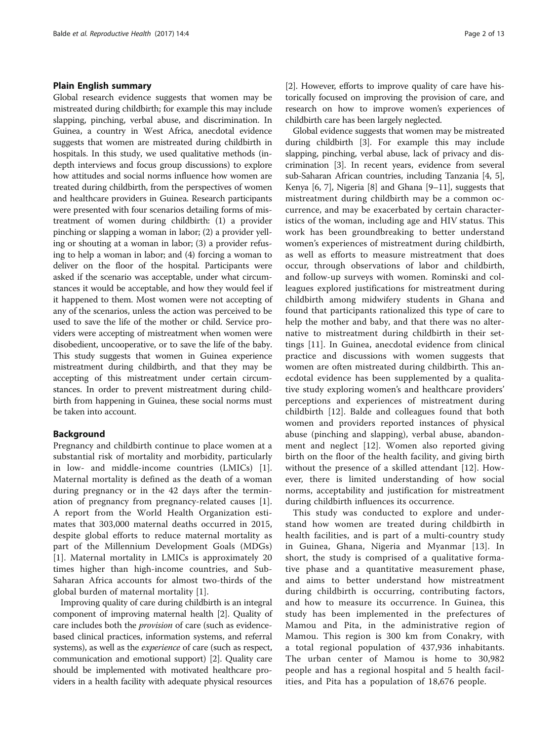## Plain English summary

Global research evidence suggests that women may be mistreated during childbirth; for example this may include slapping, pinching, verbal abuse, and discrimination. In Guinea, a country in West Africa, anecdotal evidence suggests that women are mistreated during childbirth in hospitals. In this study, we used qualitative methods (in-depth interviews and focus group discussions) to explore how attitudes and social norms influence how women are treated during childbirth, from the perspectives of women and healthcare providers in Guinea. Research participants were presented with four scenarios detailing forms of mistreatment of women during childbirth: (1) a provider pinching or slapping a woman in labor; (2) a provider yelling or shouting at a woman in labor; (3) a provider refusing to help a woman in labor; and (4) forcing a woman to deliver on the floor of the hospital. Participants were asked if the scenario was acceptable, under what circumstances it would be acceptable, and how they would feel if it happened to them. Most women were not accepting of any of the scenarios, unless the action was perceived to be used to save the life of the mother or child. Service providers were accepting of mistreatment when women were disobedient, uncooperative, or to save the life of the baby. This study suggests that women in Guinea experience mistreatment during childbirth, and that they may be accepting of this mistreatment under certain circumstances. In order to prevent mistreatment during childbirth from happening in Guinea, these social norms must be taken into account.

## Background

Pregnancy and childbirth continue to place women at a substantial risk of mortality and morbidity, particularly in low- and middle-income countries (LMICs) [1]. Maternal mortality is defined as the death of a woman during pregnancy or in the 42 days after the termination of pregnancy from pregnancy-related causes [1]. A report from the World Health Organization estimates that 303,000 maternal deaths occurred in 2015, despite global efforts to reduce maternal mortality as part of the Millennium Development Goals (MDGs) [1]. Maternal mortality in LMICs is approximately 20 times higher than high-income countries, and Sub-Saharan Africa accounts for almost two-thirds of the global burden of maternal mortality [1].

Improving quality of care during childbirth is an integral component of improving maternal health [2]. Quality of care includes both the *provision* of care (such as evidence-based clinical practices, information systems, and referral systems), as well as the *experience* of care (such as respect, communication and emotional support) [2]. Quality care should be implemented with motivated healthcare providers in a health facility with adequate physical resources [2]. However, efforts to improve quality of care have historically focused on improving the provision of care, and research on how to improve women's experiences of childbirth care has been largely neglected.

Global evidence suggests that women may be mistreated during childbirth [3]. For example this may include slapping, pinching, verbal abuse, lack of privacy and discrimination [3]. In recent years, evidence from several sub-Saharan African countries, including Tanzania [4, 5], Kenya [6, 7], Nigeria [8] and Ghana [9–11], suggests that mistreatment during childbirth may be a common occurrence, and may be exacerbated by certain characteristics of the woman, including age and HIV status. This work has been groundbreaking to better understand women's experiences of mistreatment during childbirth, as well as efforts to measure mistreatment that does occur, through observations of labor and childbirth, and follow-up surveys with women. Rominski and colleagues explored justifications for mistreatment during childbirth among midwifery students in Ghana and found that participants rationalized this type of care to help the mother and baby, and that there was no alternative to mistreatment during childbirth in their settings [11]. In Guinea, anecdotal evidence from clinical practice and discussions with women suggests that women are often mistreated during childbirth. This anecdotal evidence has been supplemented by a qualitative study exploring women's and healthcare providers' perceptions and experiences of mistreatment during childbirth [12]. Balde and colleagues found that both women and providers reported instances of physical abuse (pinching and slapping), verbal abuse, abandonment and neglect [12]. Women also reported giving birth on the floor of the health facility, and giving birth without the presence of a skilled attendant [12]. However, there is limited understanding of how social norms, acceptability and justification for mistreatment during childbirth influences its occurrence.

This study was conducted to explore and understand how women are treated during childbirth in health facilities, and is part of a multi-country study in Guinea, Ghana, Nigeria and Myanmar [13]. In short, the study is comprised of a qualitative formative phase and a quantitative measurement phase, and aims to better understand how mistreatment during childbirth is occurring, contributing factors, and how to measure its occurrence. In Guinea, this study has been implemented in the prefectures of Mamou and Pita, in the administrative region of Mamou. This region is 300 km from Conakry, with a total regional population of 437,936 inhabitants. The urban center of Mamou is home to 30,982 people and has a regional hospital and 5 health facilities, and Pita has a population of 18,676 people.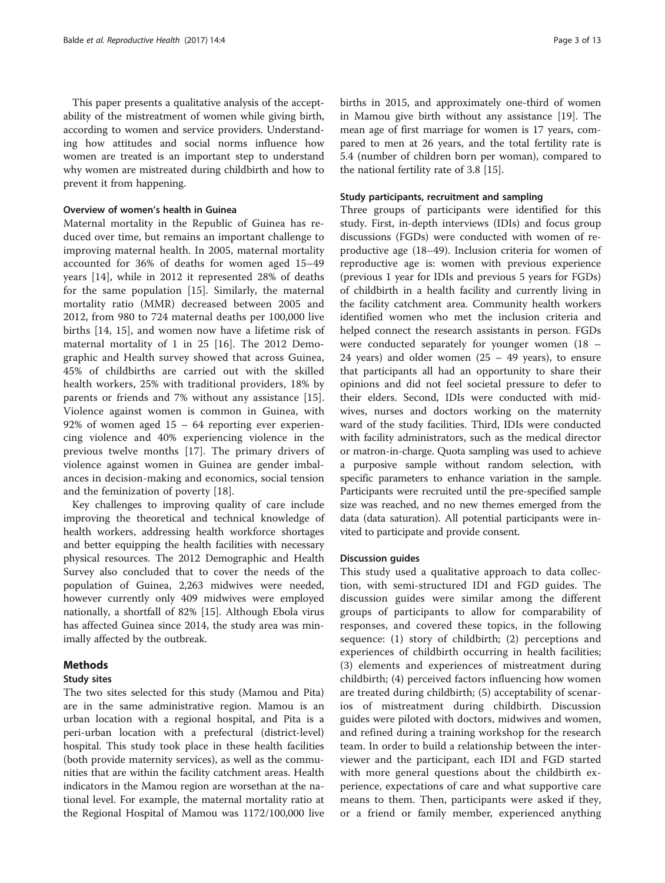This paper presents a qualitative analysis of the acceptability of the mistreatment of women while giving birth, according to women and service providers. Understanding how attitudes and social norms influence how women are treated is an important step to understand why women are mistreated during childbirth and how to prevent it from happening.

### Overview of women's health in Guinea

Maternal mortality in the Republic of Guinea has reduced over time, but remains an important challenge to improving maternal health. In 2005, maternal mortality accounted for 36% of deaths for women aged 15–49 years [14], while in 2012 it represented 28% of deaths for the same population [15]. Similarly, the maternal mortality ratio (MMR) decreased between 2005 and 2012, from 980 to 724 maternal deaths per 100,000 live births [14, 15], and women now have a lifetime risk of maternal mortality of 1 in 25 [16]. The 2012 Demographic and Health survey showed that across Guinea, 45% of childbirths are carried out with the skilled health workers, 25% with traditional providers, 18% by parents or friends and 7% without any assistance [15]. Violence against women is common in Guinea, with 92% of women aged 15 – 64 reporting ever experiencing violence and 40% experiencing violence in the previous twelve months [17]. The primary drivers of violence against women in Guinea are gender imbalances in decision-making and economics, social tension and the feminization of poverty [18].

Key challenges to improving quality of care include improving the theoretical and technical knowledge of health workers, addressing health workforce shortages and better equipping the health facilities with necessary physical resources. The 2012 Demographic and Health Survey also concluded that to cover the needs of the population of Guinea, 2,263 midwives were needed, however currently only 409 midwives were employed nationally, a shortfall of 82% [15]. Although Ebola virus has affected Guinea since 2014, the study area was minimally affected by the outbreak.

## Methods

### Study sites

The two sites selected for this study (Mamou and Pita) are in the same administrative region. Mamou is an urban location with a regional hospital, and Pita is a peri-urban location with a prefectural (district-level) hospital. This study took place in these health facilities (both provide maternity services), as well as the communities that are within the facility catchment areas. Health indicators in the Mamou region are worsethan at the national level. For example, the maternal mortality ratio at the Regional Hospital of Mamou was 1172/100,000 live births in 2015, and approximately one-third of women in Mamou give birth without any assistance [19]. The mean age of first marriage for women is 17 years, compared to men at 26 years, and the total fertility rate is 5.4 (number of children born per woman), compared to the national fertility rate of 3.8 [15].

### Study participants, recruitment and sampling

Three groups of participants were identified for this study. First, in-depth interviews (IDIs) and focus group discussions (FGDs) were conducted with women of reproductive age (18–49). Inclusion criteria for women of reproductive age is: women with previous experience (previous 1 year for IDIs and previous 5 years for FGDs) of childbirth in a health facility and currently living in the facility catchment area. Community health workers identified women who met the inclusion criteria and helped connect the research assistants in person. FGDs were conducted separately for younger women (18 – 24 years) and older women (25 – 49 years), to ensure that participants all had an opportunity to share their opinions and did not feel societal pressure to defer to their elders. Second, IDIs were conducted with midwives, nurses and doctors working on the maternity ward of the study facilities. Third, IDIs were conducted with facility administrators, such as the medical director or matron-in-charge. Quota sampling was used to achieve a purposive sample without random selection, with specific parameters to enhance variation in the sample. Participants were recruited until the pre-specified sample size was reached, and no new themes emerged from the data (data saturation). All potential participants were invited to participate and provide consent.

### Discussion guides

This study used a qualitative approach to data collection, with semi-structured IDI and FGD guides. The discussion guides were similar among the different groups of participants to allow for comparability of responses, and covered these topics, in the following sequence: (1) story of childbirth; (2) perceptions and experiences of childbirth occurring in health facilities; (3) elements and experiences of mistreatment during childbirth; (4) perceived factors influencing how women are treated during childbirth; (5) acceptability of scenarios of mistreatment during childbirth. Discussion guides were piloted with doctors, midwives and women, and refined during a training workshop for the research team. In order to build a relationship between the interviewer and the participant, each IDI and FGD started with more general questions about the childbirth experience, expectations of care and what supportive care means to them. Then, participants were asked if they, or a friend or family member, experienced anything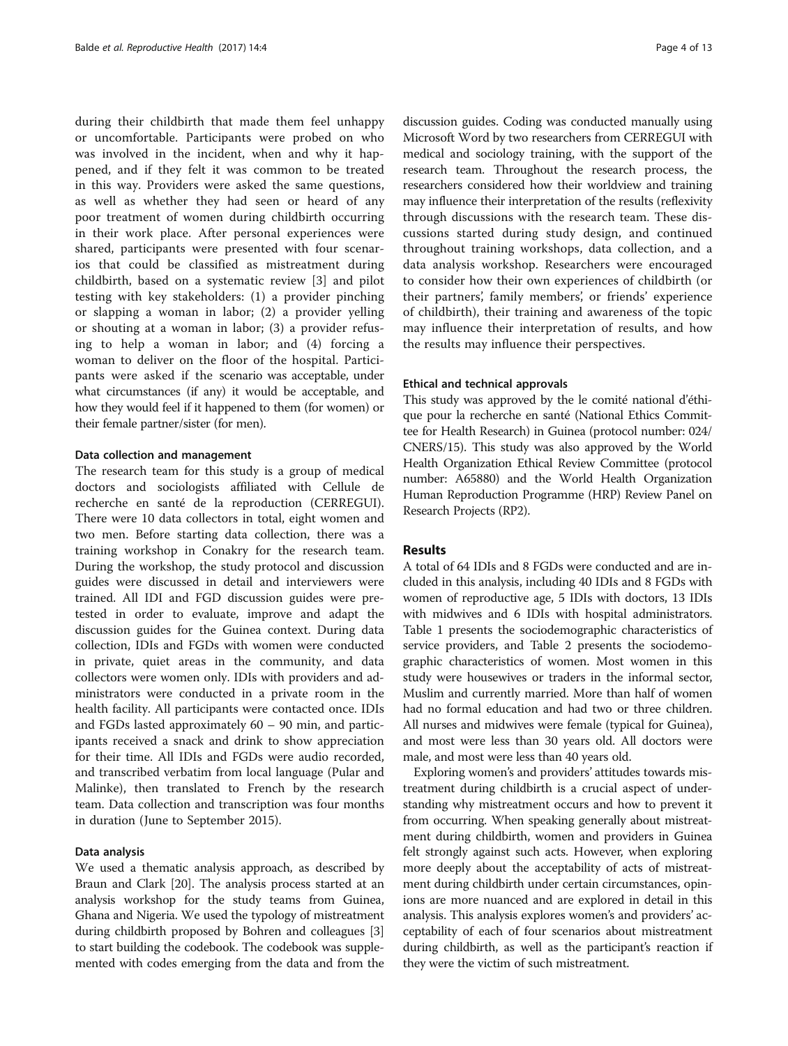during their childbirth that made them feel unhappy or uncomfortable. Participants were probed on who was involved in the incident, when and why it happened, and if they felt it was common to be treated in this way. Providers were asked the same questions, as well as whether they had seen or heard of any poor treatment of women during childbirth occurring in their work place. After personal experiences were shared, participants were presented with four scenarios that could be classified as mistreatment during childbirth, based on a systematic review [3] and pilot testing with key stakeholders: (1) a provider pinching or slapping a woman in labor; (2) a provider yelling or shouting at a woman in labor; (3) a provider refusing to help a woman in labor; and (4) forcing a woman to deliver on the floor of the hospital. Participants were asked if the scenario was acceptable, under what circumstances (if any) it would be acceptable, and how they would feel if it happened to them (for women) or their female partner/sister (for men).

#### Data collection and management

The research team for this study is a group of medical doctors and sociologists affiliated with Cellule de recherche en santé de la reproduction (CERREGUI). There were 10 data collectors in total, eight women and two men. Before starting data collection, there was a training workshop in Conakry for the research team. During the workshop, the study protocol and discussion guides were discussed in detail and interviewers were trained. All IDI and FGD discussion guides were pretested in order to evaluate, improve and adapt the discussion guides for the Guinea context. During data collection, IDIs and FGDs with women were conducted in private, quiet areas in the community, and data collectors were women only. IDIs with providers and administrators were conducted in a private room in the health facility. All participants were contacted once. IDIs and FGDs lasted approximately 60 – 90 min, and participants received a snack and drink to show appreciation for their time. All IDIs and FGDs were audio recorded, and transcribed verbatim from local language (Pular and Malinke), then translated to French by the research team. Data collection and transcription was four months in duration (June to September 2015).

#### Data analysis

We used a thematic analysis approach, as described by Braun and Clark [20]. The analysis process started at an analysis workshop for the study teams from Guinea, Ghana and Nigeria. We used the typology of mistreatment during childbirth proposed by Bohren and colleagues [3] to start building the codebook. The codebook was supplemented with codes emerging from the data and from the discussion guides. Coding was conducted manually using Microsoft Word by two researchers from CERREGUI with medical and sociology training, with the support of the research team. Throughout the research process, the researchers considered how their worldview and training may influence their interpretation of the results (reflexivity through discussions with the research team. These discussions started during study design, and continued throughout training workshops, data collection, and a data analysis workshop. Researchers were encouraged to consider how their own experiences of childbirth (or their partners', family members', or friends' experience of childbirth), their training and awareness of the topic may influence their interpretation of results, and how the results may influence their perspectives.

#### Ethical and technical approvals

This study was approved by the le comité national d'éthique pour la recherche en santé (National Ethics Committee for Health Research) in Guinea (protocol number: 024/CNERS/15). This study was also approved by the World Health Organization Ethical Review Committee (protocol number: A65880) and the World Health Organization Human Reproduction Programme (HRP) Review Panel on Research Projects (RP2).

## Results

A total of 64 IDIs and 8 FGDs were conducted and are included in this analysis, including 40 IDIs and 8 FGDs with women of reproductive age, 5 IDIs with doctors, 13 IDIs with midwives and 6 IDIs with hospital administrators. Table 1 presents the sociodemographic characteristics of service providers, and Table 2 presents the sociodemographic characteristics of women. Most women in this study were housewives or traders in the informal sector, Muslim and currently married. More than half of women had no formal education and had two or three children. All nurses and midwives were female (typical for Guinea), and most were less than 30 years old. All doctors were male, and most were less than 40 years old.

Exploring women's and providers' attitudes towards mistreatment during childbirth is a crucial aspect of understanding why mistreatment occurs and how to prevent it from occurring. When speaking generally about mistreatment during childbirth, women and providers in Guinea felt strongly against such acts. However, when exploring more deeply about the acceptability of acts of mistreatment during childbirth under certain circumstances, opinions are more nuanced and are explored in detail in this analysis. This analysis explores women's and providers' acceptability of each of four scenarios about mistreatment during childbirth, as well as the participant's reaction if they were the victim of such mistreatment.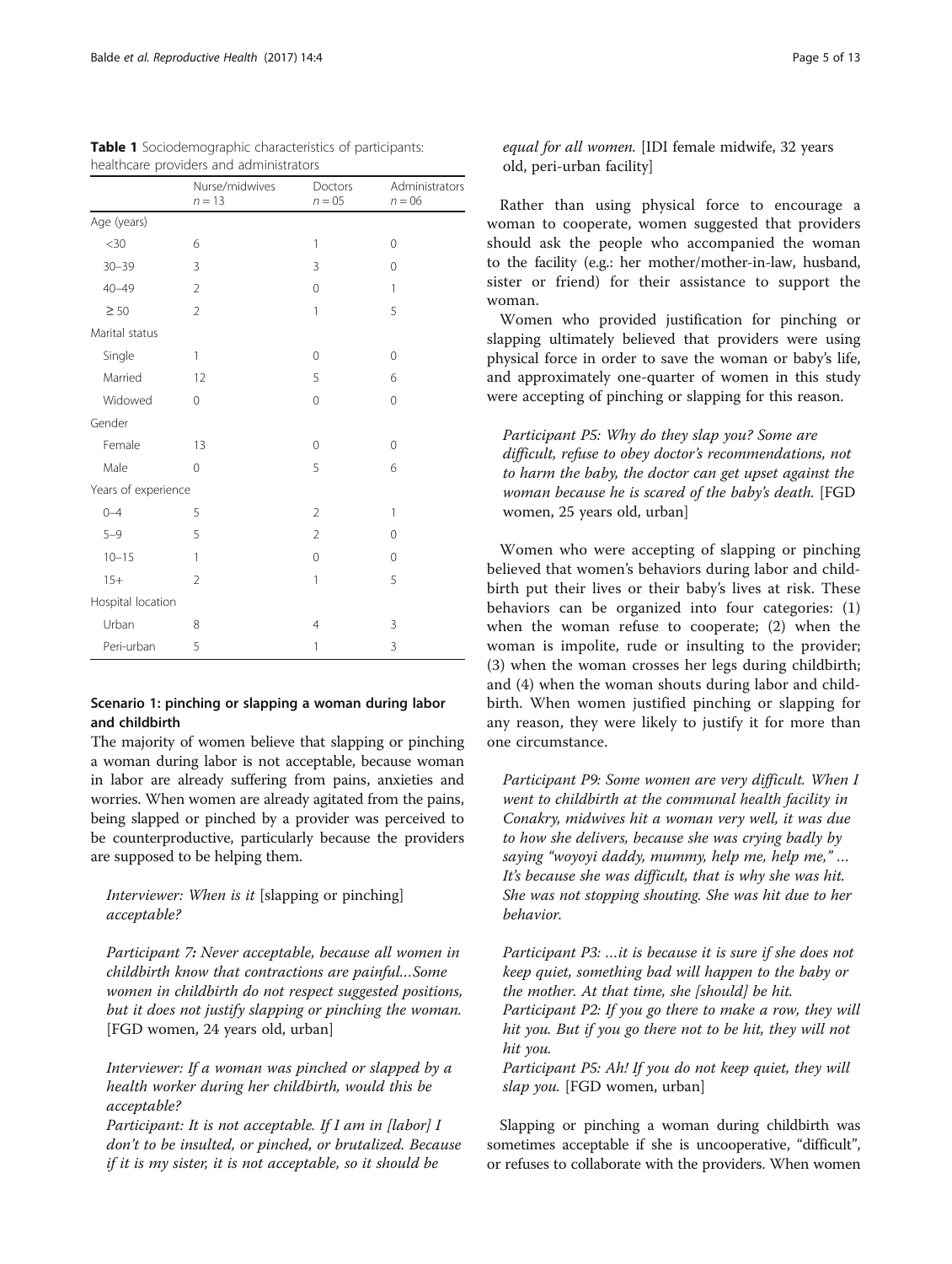**Table 1** Sociodemographic characteristics of participants: healthcare providers and administrators

| | Nurse/midwives $n = 13$ | Doctors $n = 05$ | Administrators $n = 06$ |
|---|---|---|---|
| Age (years) | | | |
| <30 | 6 | 1 | 0 |
| 30–39 | 3 | 3 | 0 |
| 40–49 | 2 | 0 | 1 |
| ≥ 50 | 2 | 1 | 5 |
| Marital status | | | |
| Single | 1 | 0 | 0 |
| Married | 12 | 5 | 6 |
| Widowed | 0 | 0 | 0 |
| Gender | | | |
| Female | 13 | 0 | 0 |
| Male | 0 | 5 | 6 |
| Years of experience | | | |
| 0–4 | 5 | 2 | 1 |
| 5–9 | 5 | 2 | 0 |
| 10–15 | 1 | 0 | 0 |
| 15+ | 2 | 1 | 5 |
| Hospital location | | | |
| Urban | 8 | 4 | 3 |
| Peri-urban | 5 | 1 | 3 |

### Scenario 1: pinching or slapping a woman during labor and childbirth

The majority of women believe that slapping or pinching a woman during labor is not acceptable, because woman in labor are already suffering from pains, anxieties and worries. When women are already agitated from the pains, being slapped or pinched by a provider was perceived to be counterproductive, particularly because the providers are supposed to be helping them.

> *Interviewer: When is it* [slapping or pinching] *acceptable?*
>
> *Participant 7: Never acceptable, because all women in childbirth know that contractions are painful…Some women in childbirth do not respect suggested positions, but it does not justify slapping or pinching the woman.* [FGD women, 24 years old, urban]

> *Interviewer: If a woman was pinched or slapped by a health worker during her childbirth, would this be acceptable?*
>
> *Participant: It is not acceptable. If I am in [labor] I don't to be insulted, or pinched, or brutalized. Because if it is my sister, it is not acceptable, so it should be equal for all women.* [IDI female midwife, 32 years old, peri-urban facility]

Rather than using physical force to encourage a woman to cooperate, women suggested that providers should ask the people who accompanied the woman to the facility (e.g.: her mother/mother-in-law, husband, sister or friend) for their assistance to support the woman.

Women who provided justification for pinching or slapping ultimately believed that providers were using physical force in order to save the woman or baby's life, and approximately one-quarter of women in this study were accepting of pinching or slapping for this reason.

> *Participant P5: Why do they slap you? Some are difficult, refuse to obey doctor's recommendations, not to harm the baby, the doctor can get upset against the woman because he is scared of the baby's death.* [FGD women, 25 years old, urban]

Women who were accepting of slapping or pinching believed that women's behaviors during labor and childbirth put their lives or their baby's lives at risk. These behaviors can be organized into four categories: (1) when the woman refuse to cooperate; (2) when the woman is impolite, rude or insulting to the provider; (3) when the woman crosses her legs during childbirth; and (4) when the woman shouts during labor and childbirth. When women justified pinching or slapping for any reason, they were likely to justify it for more than one circumstance.

> *Participant P9: Some women are very difficult. When I went to childbirth at the communal health facility in Conakry, midwives hit a woman very well, it was due to how she delivers, because she was crying badly by saying "woyoyi daddy, mummy, help me, help me," … It's because she was difficult, that is why she was hit. She was not stopping shouting. She was hit due to her behavior.*

> *Participant P3: …it is because it is sure if she does not keep quiet, something bad will happen to the baby or the mother. At that time, she [should] be hit.*
>
> *Participant P2: If you go there to make a row, they will hit you. But if you go there not to be hit, they will not hit you.*
>
> *Participant P5: Ah! If you do not keep quiet, they will slap you.* [FGD women, urban]

Slapping or pinching a woman during childbirth was sometimes acceptable if she is uncooperative, "difficult", or refuses to collaborate with the providers. When women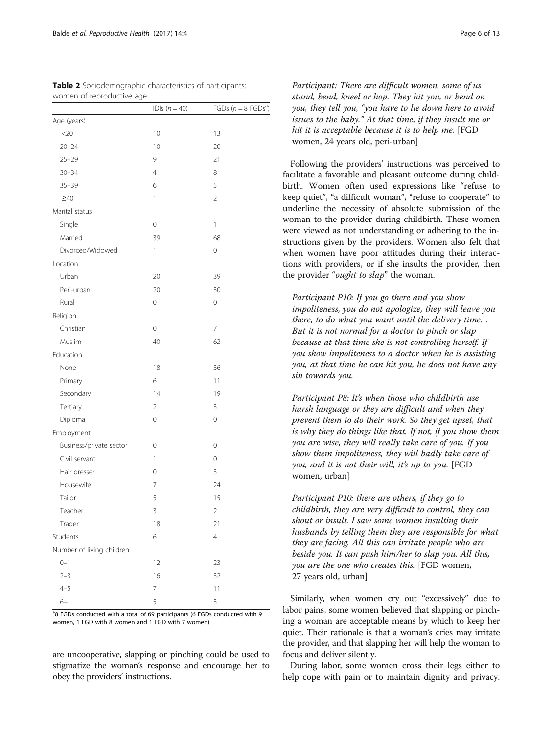**Table 2** Sociodemographic characteristics of participants: women of reproductive age

| | IDIs ($n = 40$) | FGDs ($n = 8$ FGDs[a]) |
|---|---|---|
| Age (years) | | |
| <20 | 10 | 13 |
| 20–24 | 10 | 20 |
| 25–29 | 9 | 21 |
| 30–34 | 4 | 8 |
| 35–39 | 6 | 5 |
| ≥40 | 1 | 2 |
| Marital status | | |
| Single | 0 | 1 |
| Married | 39 | 68 |
| Divorced/Widowed | 1 | 0 |
| Location | | |
| Urban | 20 | 39 |
| Peri-urban | 20 | 30 |
| Rural | 0 | 0 |
| Religion | | |
| Christian | 0 | 7 |
| Muslim | 40 | 62 |
| Education | | |
| None | 18 | 36 |
| Primary | 6 | 11 |
| Secondary | 14 | 19 |
| Tertiary | 2 | 3 |
| Diploma | 0 | 0 |
| Employment | | |
| Business/private sector | 0 | 0 |
| Civil servant | 1 | 0 |
| Hair dresser | 0 | 3 |
| Housewife | 7 | 24 |
| Tailor | 5 | 15 |
| Teacher | 3 | 2 |
| Trader | 18 | 21 |
| Students | 6 | 4 |
| Number of living children | | |
| 0–1 | 12 | 23 |
| 2–3 | 16 | 32 |
| 4–5 | 7 | 11 |
| 6+ | 5 | 3 |

[a]8 FGDs conducted with a total of 69 participants (6 FGDs conducted with 9 women, 1 FGD with 8 women and 1 FGD with 7 women)

are uncooperative, slapping or pinching could be used to stigmatize the woman's response and encourage her to obey the providers' instructions.

> *Participant: There are difficult women, some of us stand, bend, kneel or hop. They hit you, or bend on you, they tell you, "you have to lie down here to avoid issues to the baby." At that time, if they insult me or hit it is acceptable because it is to help me.* [FGD women, 24 years old, peri-urban]

Following the providers' instructions was perceived to facilitate a favorable and pleasant outcome during childbirth. Women often used expressions like "refuse to keep quiet", "a difficult woman", "refuse to cooperate" to underline the necessity of absolute submission of the woman to the provider during childbirth. These women were viewed as not understanding or adhering to the instructions given by the providers. Women also felt that when women have poor attitudes during their interactions with providers, or if she insults the provider, then the provider "*ought to slap*" the woman.

> *Participant P10: If you go there and you show impoliteness, you do not apologize, they will leave you there, to do what you want until the delivery time… But it is not normal for a doctor to pinch or slap because at that time she is not controlling herself. If you show impoliteness to a doctor when he is assisting you, at that time he can hit you, he does not have any sin towards you.*

> *Participant P8: It's when those who childbirth use harsh language or they are difficult and when they prevent them to do their work. So they get upset, that is why they do things like that. If not, if you show them you are wise, they will really take care of you. If you show them impoliteness, they will badly take care of you, and it is not their will, it's up to you.* [FGD women, urban]

> *Participant P10: there are others, if they go to childbirth, they are very difficult to control, they can shout or insult. I saw some women insulting their husbands by telling them they are responsible for what they are facing. All this can irritate people who are beside you. It can push him/her to slap you. All this, you are the one who creates this.* [FGD women, 27 years old, urban]

Similarly, when women cry out "excessively" due to labor pains, some women believed that slapping or pinching a woman are acceptable means by which to keep her quiet. Their rationale is that a woman's cries may irritate the provider, and that slapping her will help the woman to focus and deliver silently.

During labor, some women cross their legs either to help cope with pain or to maintain dignity and privacy.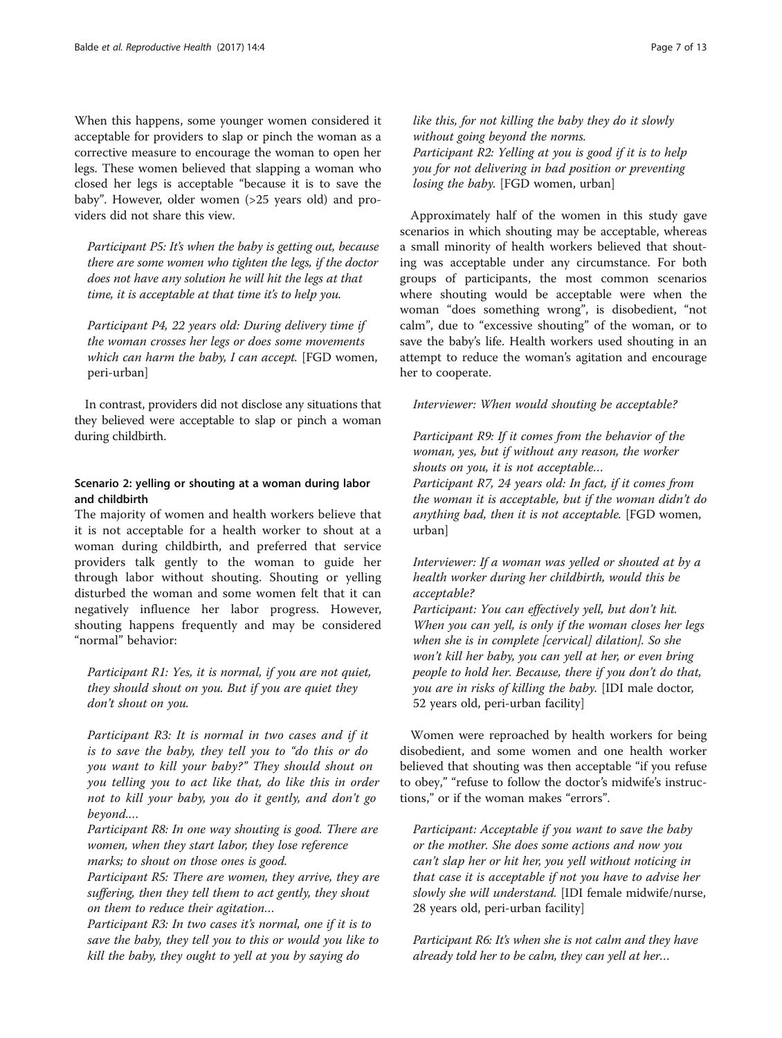When this happens, some younger women considered it acceptable for providers to slap or pinch the woman as a corrective measure to encourage the woman to open her legs. These women believed that slapping a woman who closed her legs is acceptable "because it is to save the baby". However, older women (>25 years old) and providers did not share this view.

*Participant P5: It's when the baby is getting out, because there are some women who tighten the legs, if the doctor does not have any solution he will hit the legs at that time, it is acceptable at that time it's to help you.*

*Participant P4, 22 years old: During delivery time if the woman crosses her legs or does some movements which can harm the baby, I can accept.* [FGD women, peri-urban]

In contrast, providers did not disclose any situations that they believed were acceptable to slap or pinch a woman during childbirth.

### Scenario 2: yelling or shouting at a woman during labor and childbirth

The majority of women and health workers believe that it is not acceptable for a health worker to shout at a woman during childbirth, and preferred that service providers talk gently to the woman to guide her through labor without shouting. Shouting or yelling disturbed the woman and some women felt that it can negatively influence her labor progress. However, shouting happens frequently and may be considered "normal" behavior:

*Participant R1: Yes, it is normal, if you are not quiet, they should shout on you. But if you are quiet they don't shout on you.*

*Participant R3: It is normal in two cases and if it is to save the baby, they tell you to "do this or do you want to kill your baby?" They should shout on you telling you to act like that, do like this in order not to kill your baby, you do it gently, and don't go beyond....*
*Participant R8: In one way shouting is good. There are women, when they start labor, they lose reference marks; to shout on those ones is good.*
*Participant R5: There are women, they arrive, they are suffering, then they tell them to act gently, they shout on them to reduce their agitation…*
*Participant R3: In two cases it's normal, one if it is to save the baby, they tell you to this or would you like to kill the baby, they ought to yell at you by saying do like this, for not killing the baby they do it slowly without going beyond the norms.*
*Participant R2: Yelling at you is good if it is to help you for not delivering in bad position or preventing losing the baby.* [FGD women, urban]

Approximately half of the women in this study gave scenarios in which shouting may be acceptable, whereas a small minority of health workers believed that shouting was acceptable under any circumstance. For both groups of participants, the most common scenarios where shouting would be acceptable were when the woman "does something wrong", is disobedient, "not calm", due to "excessive shouting" of the woman, or to save the baby's life. Health workers used shouting in an attempt to reduce the woman's agitation and encourage her to cooperate.

*Interviewer: When would shouting be acceptable?*

*Participant R9: If it comes from the behavior of the woman, yes, but if without any reason, the worker shouts on you, it is not acceptable…*
*Participant R7, 24 years old: In fact, if it comes from the woman it is acceptable, but if the woman didn't do anything bad, then it is not acceptable.* [FGD women, urban]

*Interviewer: If a woman was yelled or shouted at by a health worker during her childbirth, would this be acceptable?*
*Participant: You can effectively yell, but don't hit. When you can yell, is only if the woman closes her legs when she is in complete [cervical] dilation. So she won't kill her baby, you can yell at her, or even bring people to hold her. Because, there if you don't do that, you are in risks of killing the baby.* [IDI male doctor, 52 years old, peri-urban facility]

Women were reproached by health workers for being disobedient, and some women and one health worker believed that shouting was then acceptable "if you refuse to obey," "refuse to follow the doctor's midwife's instructions," or if the woman makes "errors".

*Participant: Acceptable if you want to save the baby or the mother. She does some actions and now you can't slap her or hit her, you yell without noticing in that case it is acceptable if not you have to advise her slowly she will understand.* [IDI female midwife/nurse, 28 years old, peri-urban facility]

*Participant R6: It's when she is not calm and they have already told her to be calm, they can yell at her…*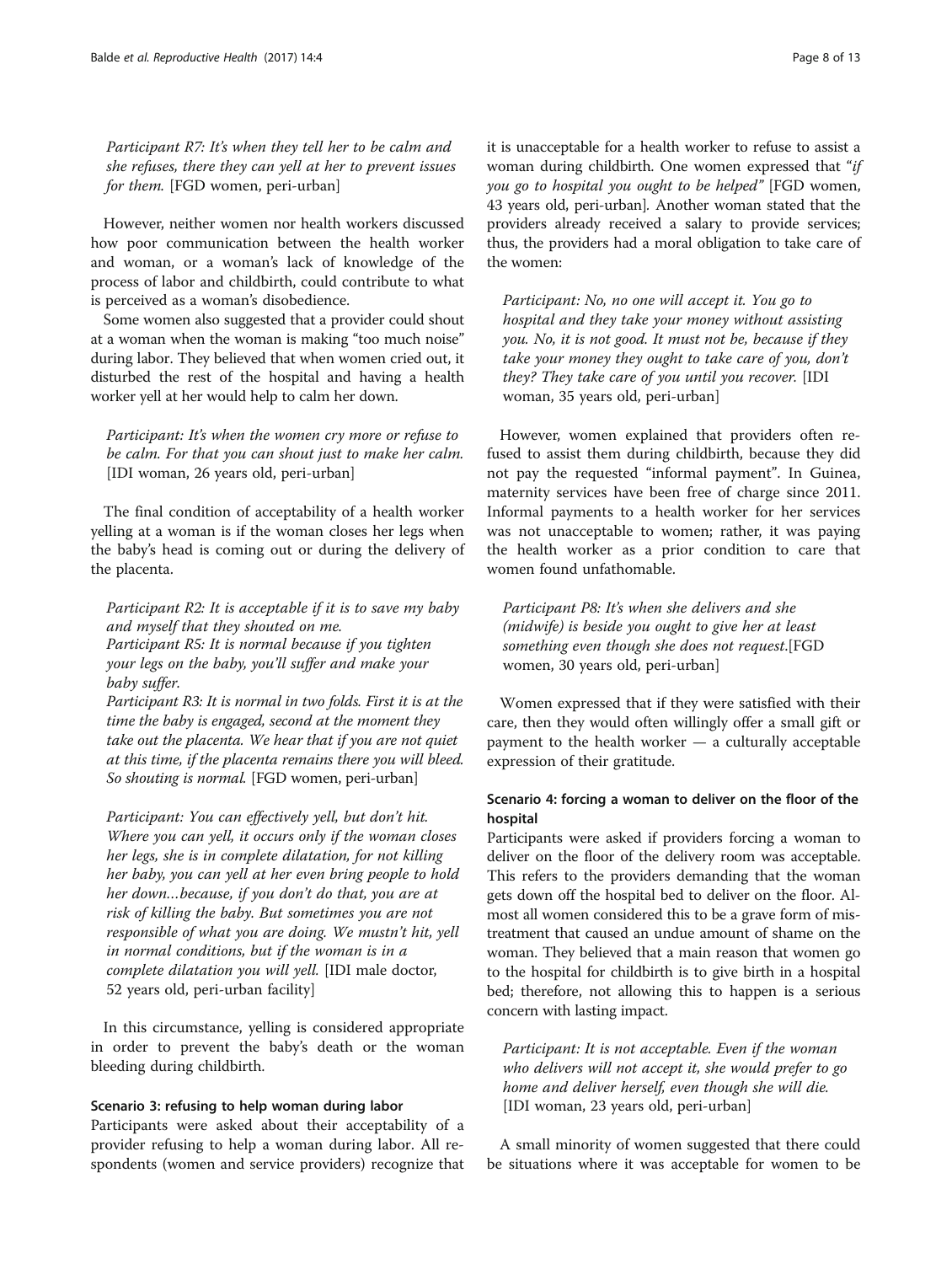*Participant R7: It's when they tell her to be calm and she refuses, there they can yell at her to prevent issues for them.* [FGD women, peri-urban]

However, neither women nor health workers discussed how poor communication between the health worker and woman, or a woman's lack of knowledge of the process of labor and childbirth, could contribute to what is perceived as a woman's disobedience.

Some women also suggested that a provider could shout at a woman when the woman is making "too much noise" during labor. They believed that when women cried out, it disturbed the rest of the hospital and having a health worker yell at her would help to calm her down.

*Participant: It's when the women cry more or refuse to be calm. For that you can shout just to make her calm.* [IDI woman, 26 years old, peri-urban]

The final condition of acceptability of a health worker yelling at a woman is if the woman closes her legs when the baby's head is coming out or during the delivery of the placenta.

*Participant R2: It is acceptable if it is to save my baby and myself that they shouted on me.*
*Participant R5: It is normal because if you tighten your legs on the baby, you'll suffer and make your baby suffer.*
*Participant R3: It is normal in two folds. First it is at the time the baby is engaged, second at the moment they take out the placenta. We hear that if you are not quiet at this time, if the placenta remains there you will bleed. So shouting is normal.* [FGD women, peri-urban]

*Participant: You can effectively yell, but don't hit. Where you can yell, it occurs only if the woman closes her legs, she is in complete dilatation, for not killing her baby, you can yell at her even bring people to hold her down…because, if you don't do that, you are at risk of killing the baby. But sometimes you are not responsible of what you are doing. We mustn't hit, yell in normal conditions, but if the woman is in a complete dilatation you will yell.* [IDI male doctor, 52 years old, peri-urban facility]

In this circumstance, yelling is considered appropriate in order to prevent the baby's death or the woman bleeding during childbirth.

#### Scenario 3: refusing to help woman during labor

Participants were asked about their acceptability of a provider refusing to help a woman during labor. All respondents (women and service providers) recognize that it is unacceptable for a health worker to refuse to assist a woman during childbirth. One women expressed that "*if you go to hospital you ought to be helped*" [FGD women, 43 years old, peri-urban]. Another woman stated that the providers already received a salary to provide services; thus, the providers had a moral obligation to take care of the women:

*Participant: No, no one will accept it. You go to hospital and they take your money without assisting you. No, it is not good. It must not be, because if they take your money they ought to take care of you, don't they? They take care of you until you recover.* [IDI woman, 35 years old, peri-urban]

However, women explained that providers often refused to assist them during childbirth, because they did not pay the requested "informal payment". In Guinea, maternity services have been free of charge since 2011. Informal payments to a health worker for her services was not unacceptable to women; rather, it was paying the health worker as a prior condition to care that women found unfathomable.

*Participant P8: It's when she delivers and she (midwife) is beside you ought to give her at least something even though she does not request.*[FGD women, 30 years old, peri-urban]

Women expressed that if they were satisfied with their care, then they would often willingly offer a small gift or payment to the health worker — a culturally acceptable expression of their gratitude.

#### Scenario 4: forcing a woman to deliver on the floor of the hospital

Participants were asked if providers forcing a woman to deliver on the floor of the delivery room was acceptable. This refers to the providers demanding that the woman gets down off the hospital bed to deliver on the floor. Almost all women considered this to be a grave form of mistreatment that caused an undue amount of shame on the woman. They believed that a main reason that women go to the hospital for childbirth is to give birth in a hospital bed; therefore, not allowing this to happen is a serious concern with lasting impact.

*Participant: It is not acceptable. Even if the woman who delivers will not accept it, she would prefer to go home and deliver herself, even though she will die.* [IDI woman, 23 years old, peri-urban]

A small minority of women suggested that there could be situations where it was acceptable for women to be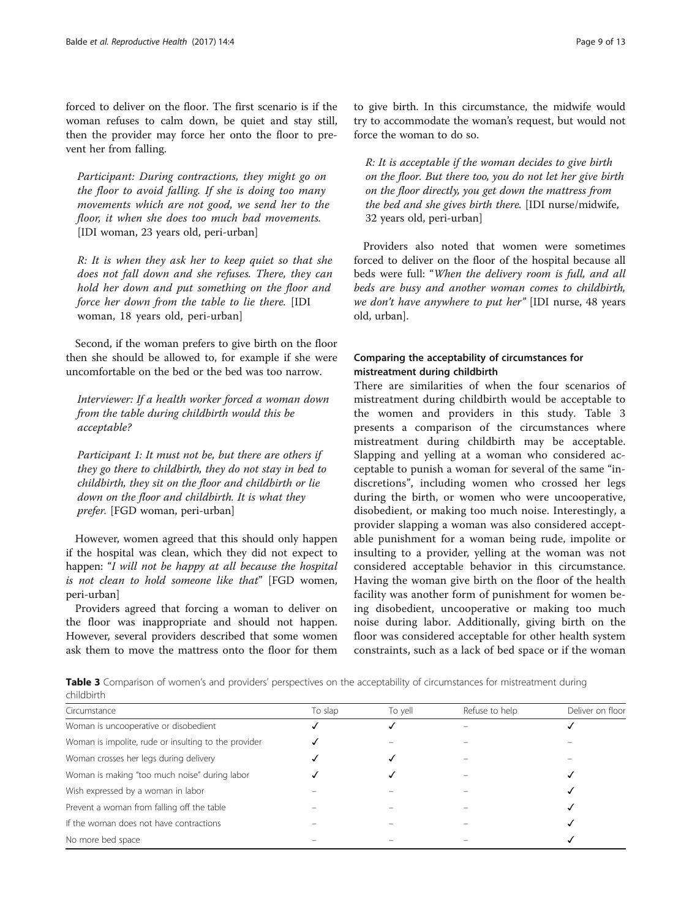forced to deliver on the floor. The first scenario is if the woman refuses to calm down, be quiet and stay still, then the provider may force her onto the floor to prevent her from falling.

> *Participant: During contractions, they might go on the floor to avoid falling. If she is doing too many movements which are not good, we send her to the floor, it when she does too much bad movements.* [IDI woman, 23 years old, peri-urban]

> *R: It is when they ask her to keep quiet so that she does not fall down and she refuses. There, they can hold her down and put something on the floor and force her down from the table to lie there.* [IDI woman, 18 years old, peri-urban]

Second, if the woman prefers to give birth on the floor then she should be allowed to, for example if she were uncomfortable on the bed or the bed was too narrow.

> *Interviewer: If a health worker forced a woman down from the table during childbirth would this be acceptable?*

> *Participant 1: It must not be, but there are others if they go there to childbirth, they do not stay in bed to childbirth, they sit on the floor and childbirth or lie down on the floor and childbirth. It is what they prefer.* [FGD woman, peri-urban]

However, women agreed that this should only happen if the hospital was clean, which they did not expect to happen: "*I will not be happy at all because the hospital is not clean to hold someone like that*" [FGD women, peri-urban]

Providers agreed that forcing a woman to deliver on the floor was inappropriate and should not happen. However, several providers described that some women ask them to move the mattress onto the floor for them to give birth. In this circumstance, the midwife would try to accommodate the woman's request, but would not force the woman to do so.

> *R: It is acceptable if the woman decides to give birth on the floor. But there too, you do not let her give birth on the floor directly, you get down the mattress from the bed and she gives birth there.* [IDI nurse/midwife, 32 years old, peri-urban]

Providers also noted that women were sometimes forced to deliver on the floor of the hospital because all beds were full: "*When the delivery room is full, and all beds are busy and another woman comes to childbirth, we don't have anywhere to put her*" [IDI nurse, 48 years old, urban].

### Comparing the acceptability of circumstances for mistreatment during childbirth

There are similarities of when the four scenarios of mistreatment during childbirth would be acceptable to the women and providers in this study. Table 3 presents a comparison of the circumstances where mistreatment during childbirth may be acceptable. Slapping and yelling at a woman who considered acceptable to punish a woman for several of the same "indiscretions", including women who crossed her legs during the birth, or women who were uncooperative, disobedient, or making too much noise. Interestingly, a provider slapping a woman was also considered acceptable punishment for a woman being rude, impolite or insulting to a provider, yelling at the woman was not considered acceptable behavior in this circumstance. Having the woman give birth on the floor of the health facility was another form of punishment for women being disobedient, uncooperative or making too much noise during labor. Additionally, giving birth on the floor was considered acceptable for other health system constraints, such as a lack of bed space or if the woman

**Table 3** Comparison of women's and providers' perspectives on the acceptability of circumstances for mistreatment during childbirth

| Circumstance | To slap | To yell | Refuse to help | Deliver on floor |
|---|---|---|---|---|
| Woman is uncooperative or disobedient | ✓ | ✓ | – | ✓ |
| Woman is impolite, rude or insulting to the provider | ✓ | – | – | – |
| Woman crosses her legs during delivery | ✓ | ✓ | – | – |
| Woman is making "too much noise" during labor | ✓ | ✓ | – | ✓ |
| Wish expressed by a woman in labor | – | – | – | ✓ |
| Prevent a woman from falling off the table | – | – | – | ✓ |
| If the woman does not have contractions | – | – | – | ✓ |
| No more bed space | – | – | – | ✓ |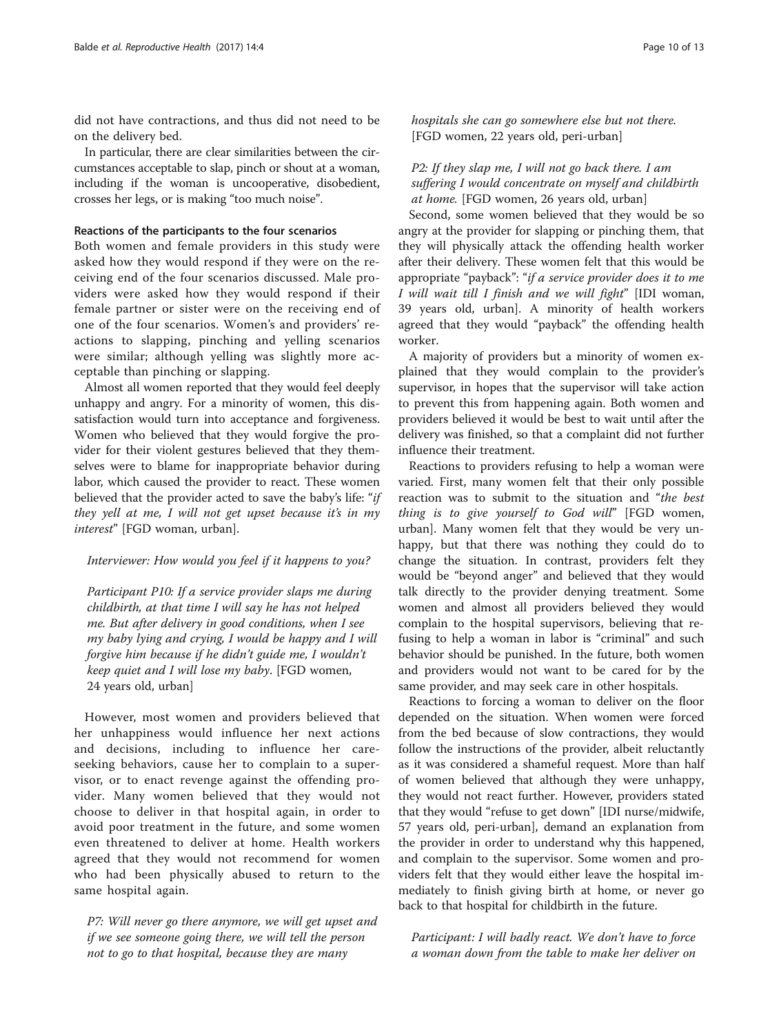did not have contractions, and thus did not need to be on the delivery bed.

In particular, there are clear similarities between the circumstances acceptable to slap, pinch or shout at a woman, including if the woman is uncooperative, disobedient, crosses her legs, or is making "too much noise".

#### Reactions of the participants to the four scenarios

Both women and female providers in this study were asked how they would respond if they were on the receiving end of the four scenarios discussed. Male providers were asked how they would respond if their female partner or sister were on the receiving end of one of the four scenarios. Women's and providers' reactions to slapping, pinching and yelling scenarios were similar; although yelling was slightly more acceptable than pinching or slapping.

Almost all women reported that they would feel deeply unhappy and angry. For a minority of women, this dissatisfaction would turn into acceptance and forgiveness. Women who believed that they would forgive the provider for their violent gestures believed that they themselves were to blame for inappropriate behavior during labor, which caused the provider to react. These women believed that the provider acted to save the baby's life: "*if they yell at me, I will not get upset because it's in my interest*" [FGD woman, urban].

*Interviewer: How would you feel if it happens to you?*

*Participant P10: If a service provider slaps me during childbirth, at that time I will say he has not helped me. But after delivery in good conditions, when I see my baby lying and crying, I would be happy and I will forgive him because if he didn't guide me, I wouldn't keep quiet and I will lose my baby.* [FGD women, 24 years old, urban]

However, most women and providers believed that her unhappiness would influence her next actions and decisions, including to influence her care-seeking behaviors, cause her to complain to a supervisor, or to enact revenge against the offending provider. Many women believed that they would not choose to deliver in that hospital again, in order to avoid poor treatment in the future, and some women even threatened to deliver at home. Health workers agreed that they would not recommend for women who had been physically abused to return to the same hospital again.

*P7: Will never go there anymore, we will get upset and if we see someone going there, we will tell the person not to go to that hospital, because they are many hospitals she can go somewhere else but not there.* [FGD women, 22 years old, peri-urban]

*P2: If they slap me, I will not go back there. I am suffering I would concentrate on myself and childbirth at home.* [FGD women, 26 years old, urban]

Second, some women believed that they would be so angry at the provider for slapping or pinching them, that they will physically attack the offending health worker after their delivery. These women felt that this would be appropriate "payback": "*if a service provider does it to me I will wait till I finish and we will fight*" [IDI woman, 39 years old, urban]. A minority of health workers agreed that they would "payback" the offending health worker.

A majority of providers but a minority of women explained that they would complain to the provider's supervisor, in hopes that the supervisor will take action to prevent this from happening again. Both women and providers believed it would be best to wait until after the delivery was finished, so that a complaint did not further influence their treatment.

Reactions to providers refusing to help a woman were varied. First, many women felt that their only possible reaction was to submit to the situation and "*the best thing is to give yourself to God will*" [FGD women, urban]. Many women felt that they would be very unhappy, but that there was nothing they could do to change the situation. In contrast, providers felt they would be "beyond anger" and believed that they would talk directly to the provider denying treatment. Some women and almost all providers believed they would complain to the hospital supervisors, believing that refusing to help a woman in labor is "criminal" and such behavior should be punished. In the future, both women and providers would not want to be cared for by the same provider, and may seek care in other hospitals.

Reactions to forcing a woman to deliver on the floor depended on the situation. When women were forced from the bed because of slow contractions, they would follow the instructions of the provider, albeit reluctantly as it was considered a shameful request. More than half of women believed that although they were unhappy, they would not react further. However, providers stated that they would "refuse to get down" [IDI nurse/midwife, 57 years old, peri-urban], demand an explanation from the provider in order to understand why this happened, and complain to the supervisor. Some women and providers felt that they would either leave the hospital immediately to finish giving birth at home, or never go back to that hospital for childbirth in the future.

*Participant: I will badly react. We don't have to force a woman down from the table to make her deliver on*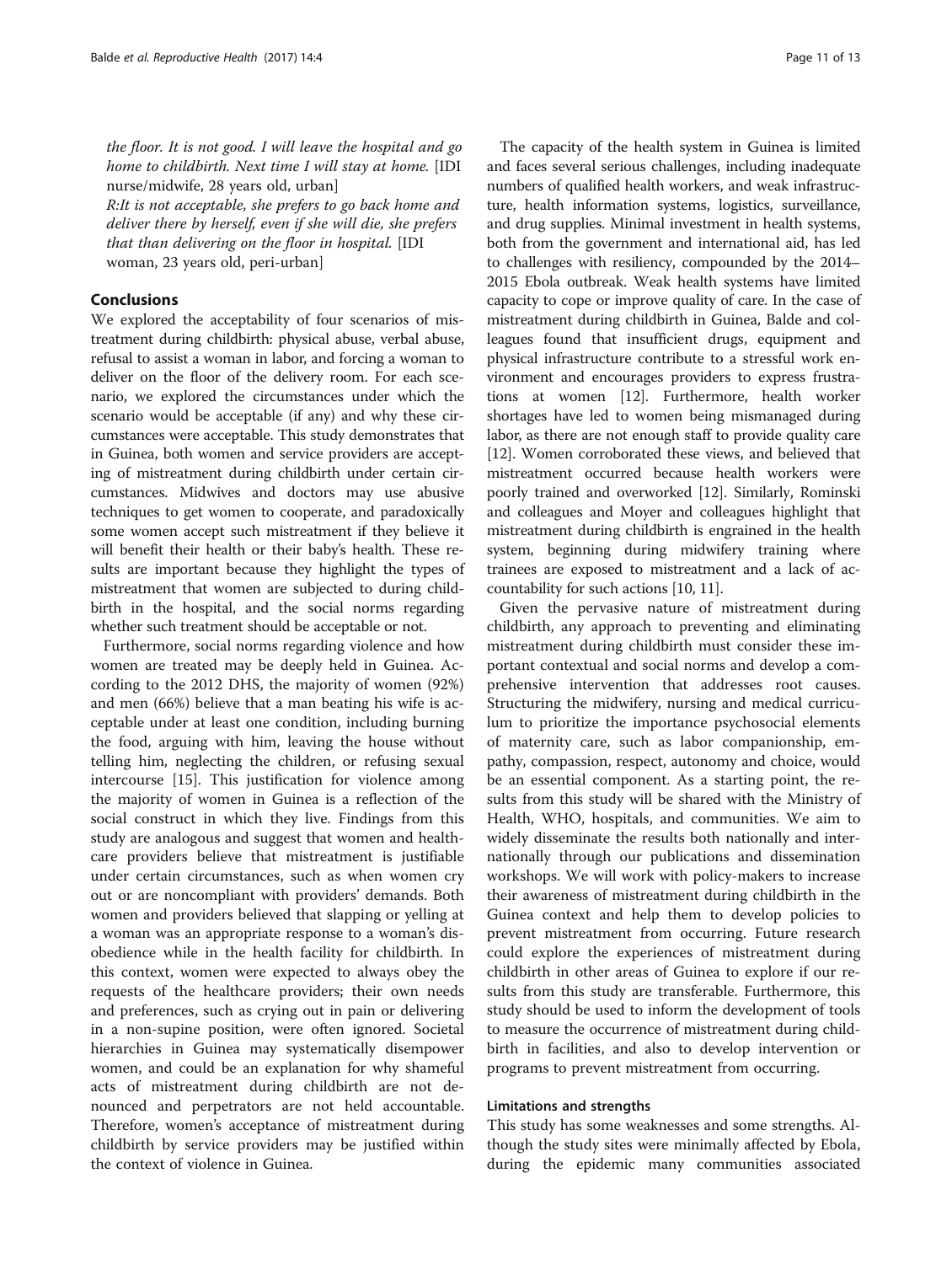*the floor. It is not good. I will leave the hospital and go home to childbirth. Next time I will stay at home.* [IDI nurse/midwife, 28 years old, urban]

*R:It is not acceptable, she prefers to go back home and deliver there by herself, even if she will die, she prefers that than delivering on the floor in hospital.* [IDI woman, 23 years old, peri-urban]

## Conclusions

We explored the acceptability of four scenarios of mistreatment during childbirth: physical abuse, verbal abuse, refusal to assist a woman in labor, and forcing a woman to deliver on the floor of the delivery room. For each scenario, we explored the circumstances under which the scenario would be acceptable (if any) and why these circumstances were acceptable. This study demonstrates that in Guinea, both women and service providers are accepting of mistreatment during childbirth under certain circumstances. Midwives and doctors may use abusive techniques to get women to cooperate, and paradoxically some women accept such mistreatment if they believe it will benefit their health or their baby's health. These results are important because they highlight the types of mistreatment that women are subjected to during childbirth in the hospital, and the social norms regarding whether such treatment should be acceptable or not.

Furthermore, social norms regarding violence and how women are treated may be deeply held in Guinea. According to the 2012 DHS, the majority of women (92%) and men (66%) believe that a man beating his wife is acceptable under at least one condition, including burning the food, arguing with him, leaving the house without telling him, neglecting the children, or refusing sexual intercourse [15]. This justification for violence among the majority of women in Guinea is a reflection of the social construct in which they live. Findings from this study are analogous and suggest that women and healthcare providers believe that mistreatment is justifiable under certain circumstances, such as when women cry out or are noncompliant with providers' demands. Both women and providers believed that slapping or yelling at a woman was an appropriate response to a woman's disobedience while in the health facility for childbirth. In this context, women were expected to always obey the requests of the healthcare providers; their own needs and preferences, such as crying out in pain or delivering in a non-supine position, were often ignored. Societal hierarchies in Guinea may systematically disempower women, and could be an explanation for why shameful acts of mistreatment during childbirth are not denounced and perpetrators are not held accountable. Therefore, women's acceptance of mistreatment during childbirth by service providers may be justified within the context of violence in Guinea.

The capacity of the health system in Guinea is limited and faces several serious challenges, including inadequate numbers of qualified health workers, and weak infrastructure, health information systems, logistics, surveillance, and drug supplies. Minimal investment in health systems, both from the government and international aid, has led to challenges with resiliency, compounded by the 2014–2015 Ebola outbreak. Weak health systems have limited capacity to cope or improve quality of care. In the case of mistreatment during childbirth in Guinea, Balde and colleagues found that insufficient drugs, equipment and physical infrastructure contribute to a stressful work environment and encourages providers to express frustrations at women [12]. Furthermore, health worker shortages have led to women being mismanaged during labor, as there are not enough staff to provide quality care [12]. Women corroborated these views, and believed that mistreatment occurred because health workers were poorly trained and overworked [12]. Similarly, Rominski and colleagues and Moyer and colleagues highlight that mistreatment during childbirth is engrained in the health system, beginning during midwifery training where trainees are exposed to mistreatment and a lack of accountability for such actions [10, 11].

Given the pervasive nature of mistreatment during childbirth, any approach to preventing and eliminating mistreatment during childbirth must consider these important contextual and social norms and develop a comprehensive intervention that addresses root causes. Structuring the midwifery, nursing and medical curriculum to prioritize the importance psychosocial elements of maternity care, such as labor companionship, empathy, compassion, respect, autonomy and choice, would be an essential component. As a starting point, the results from this study will be shared with the Ministry of Health, WHO, hospitals, and communities. We aim to widely disseminate the results both nationally and internationally through our publications and dissemination workshops. We will work with policy-makers to increase their awareness of mistreatment during childbirth in the Guinea context and help them to develop policies to prevent mistreatment from occurring. Future research could explore the experiences of mistreatment during childbirth in other areas of Guinea to explore if our results from this study are transferable. Furthermore, this study should be used to inform the development of tools to measure the occurrence of mistreatment during childbirth in facilities, and also to develop intervention or programs to prevent mistreatment from occurring.

### Limitations and strengths

This study has some weaknesses and some strengths. Although the study sites were minimally affected by Ebola, during the epidemic many communities associated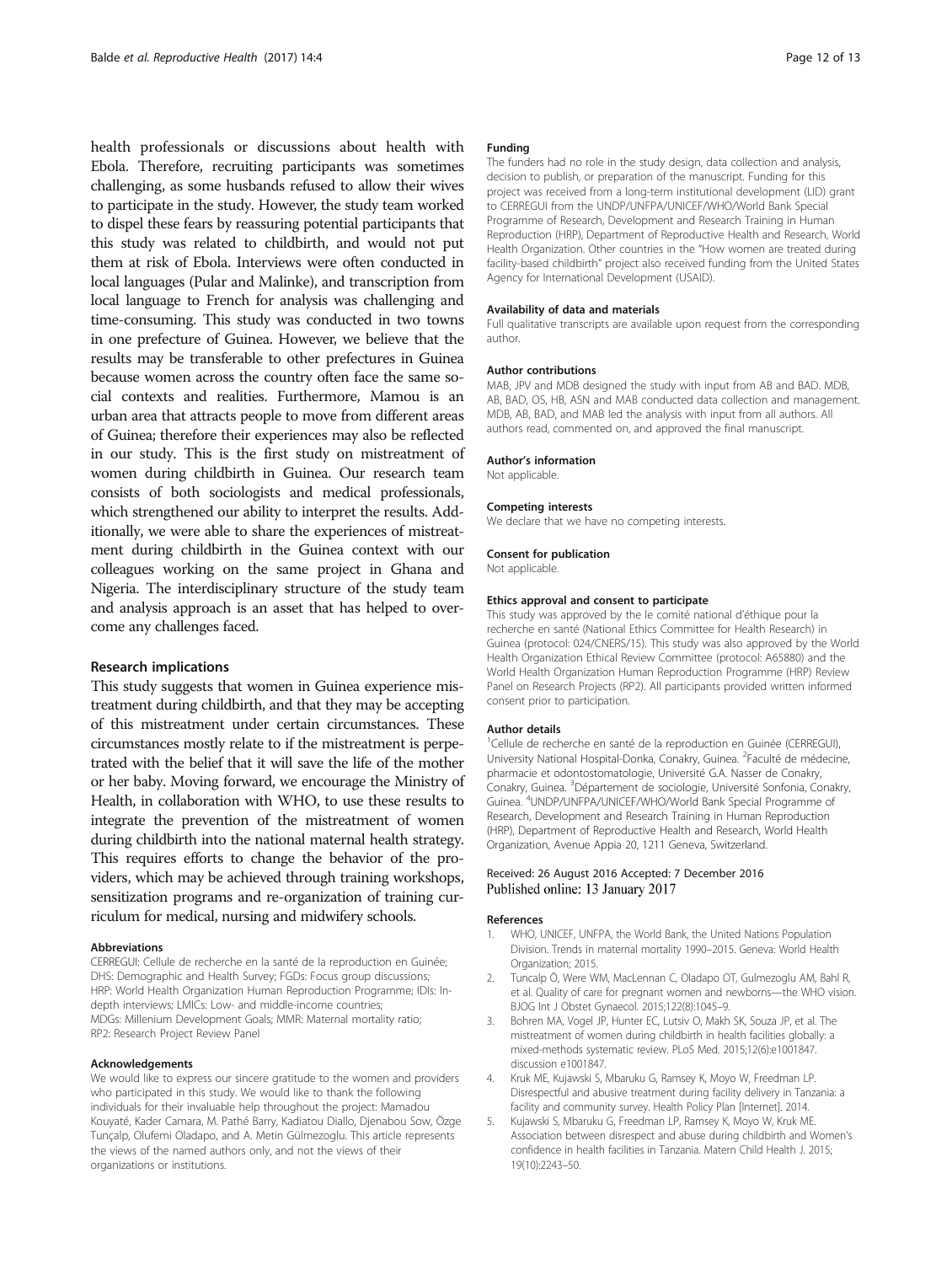health professionals or discussions about health with Ebola. Therefore, recruiting participants was sometimes challenging, as some husbands refused to allow their wives to participate in the study. However, the study team worked to dispel these fears by reassuring potential participants that this study was related to childbirth, and would not put them at risk of Ebola. Interviews were often conducted in local languages (Pular and Malinke), and transcription from local language to French for analysis was challenging and time-consuming. This study was conducted in two towns in one prefecture of Guinea. However, we believe that the results may be transferable to other prefectures in Guinea because women across the country often face the same social contexts and realities. Furthermore, Mamou is an urban area that attracts people to move from different areas of Guinea; therefore their experiences may also be reflected in our study. This is the first study on mistreatment of women during childbirth in Guinea. Our research team consists of both sociologists and medical professionals, which strengthened our ability to interpret the results. Additionally, we were able to share the experiences of mistreatment during childbirth in the Guinea context with our colleagues working on the same project in Ghana and Nigeria. The interdisciplinary structure of the study team and analysis approach is an asset that has helped to overcome any challenges faced.

## Research implications

This study suggests that women in Guinea experience mistreatment during childbirth, and that they may be accepting of this mistreatment under certain circumstances. These circumstances mostly relate to if the mistreatment is perpetrated with the belief that it will save the life of the mother or her baby. Moving forward, we encourage the Ministry of Health, in collaboration with WHO, to use these results to integrate the prevention of the mistreatment of women during childbirth into the national maternal health strategy. This requires efforts to change the behavior of the providers, which may be achieved through training workshops, sensitization programs and re-organization of training curriculum for medical, nursing and midwifery schools.

#### Abbreviations

CERREGUI: Cellule de recherche en la santé de la reproduction en Guinée; DHS: Demographic and Health Survey; FGDs: Focus group discussions; HRP: World Health Organization Human Reproduction Programme; IDIs: In-depth interviews; LMICs: Low- and middle-income countries; MDGs: Millenium Development Goals; MMR: Maternal mortality ratio; RP2: Research Project Review Panel

#### Acknowledgements

We would like to express our sincere gratitude to the women and providers who participated in this study. We would like to thank the following individuals for their invaluable help throughout the project: Mamadou Kouyaté, Kader Camara, M. Pathé Barry, Kadiatou Diallo, Djenabou Sow, Özge Tunçalp, Olufemi Oladapo, and A. Metin Gülmezoglu. This article represents the views of the named authors only, and not the views of their organizations or institutions.

#### Funding

The funders had no role in the study design, data collection and analysis, decision to publish, or preparation of the manuscript. Funding for this project was received from a long-term institutional development (LID) grant to CERREGUI from the UNDP/UNFPA/UNICEF/WHO/World Bank Special Programme of Research, Development and Research Training in Human Reproduction (HRP), Department of Reproductive Health and Research, World Health Organization. Other countries in the "How women are treated during facility-based childbirth" project also received funding from the United States Agency for International Development (USAID).

#### Availability of data and materials

Full qualitative transcripts are available upon request from the corresponding author.

#### Author contributions

MAB, JPV and MDB designed the study with input from AB and BAD. MDB, AB, BAD, OS, HB, ASN and MAB conducted data collection and management. MDB, AB, BAD, and MAB led the analysis with input from all authors. All authors read, commented on, and approved the final manuscript.

#### Author's information

Not applicable.

#### Competing interests

We declare that we have no competing interests.

#### Consent for publication

Not applicable.

#### Ethics approval and consent to participate

This study was approved by the le comité national d'éthique pour la recherche en santé (National Ethics Committee for Health Research) in Guinea (protocol: 024/CNERS/15). This study was also approved by the World Health Organization Ethical Review Committee (protocol: A65880) and the World Health Organization Human Reproduction Programme (HRP) Review Panel on Research Projects (RP2). All participants provided written informed consent prior to participation.

#### Author details

[1]Cellule de recherche en santé de la reproduction en Guinée (CERREGUI), University National Hospital-Donka, Conakry, Guinea. [2]Faculté de médecine, pharmacie et odontostomatologie, Université G.A. Nasser de Conakry, Conakry, Guinea. [3]Département de sociologie, Université Sonfonia, Conakry, Guinea. [4]UNDP/UNFPA/UNICEF/WHO/World Bank Special Programme of Research, Development and Research Training in Human Reproduction (HRP), Department of Reproductive Health and Research, World Health Organization, Avenue Appia 20, 1211 Geneva, Switzerland.

Received: 26 August 2016 Accepted: 7 December 2016
Published online: 13 January 2017

#### References

1. WHO, UNICEF, UNFPA, the World Bank, the United Nations Population Division. Trends in maternal mortality 1990–2015. Geneva: World Health Organization; 2015.
2. Tuncalp Ö, Were WM, MacLennan C, Oladapo OT, Gulmezoglu AM, Bahl R, et al. Quality of care for pregnant women and newborns—the WHO vision. BJOG Int J Obstet Gynaecol. 2015;122(8):1045–9.
3. Bohren MA, Vogel JP, Hunter EC, Lutsiv O, Makh SK, Souza JP, et al. The mistreatment of women during childbirth in health facilities globally: a mixed-methods systematic review. PLoS Med. 2015;12(6):e1001847. discussion e1001847.
4. Kruk ME, Kujawski S, Mbaruku G, Ramsey K, Moyo W, Freedman LP. Disrespectful and abusive treatment during facility delivery in Tanzania: a facility and community survey. Health Policy Plan [Internet]. 2014.
5. Kujawski S, Mbaruku G, Freedman LP, Ramsey K, Moyo W, Kruk ME. Association between disrespect and abuse during childbirth and Women's confidence in health facilities in Tanzania. Matern Child Health J. 2015; 19(10):2243–50.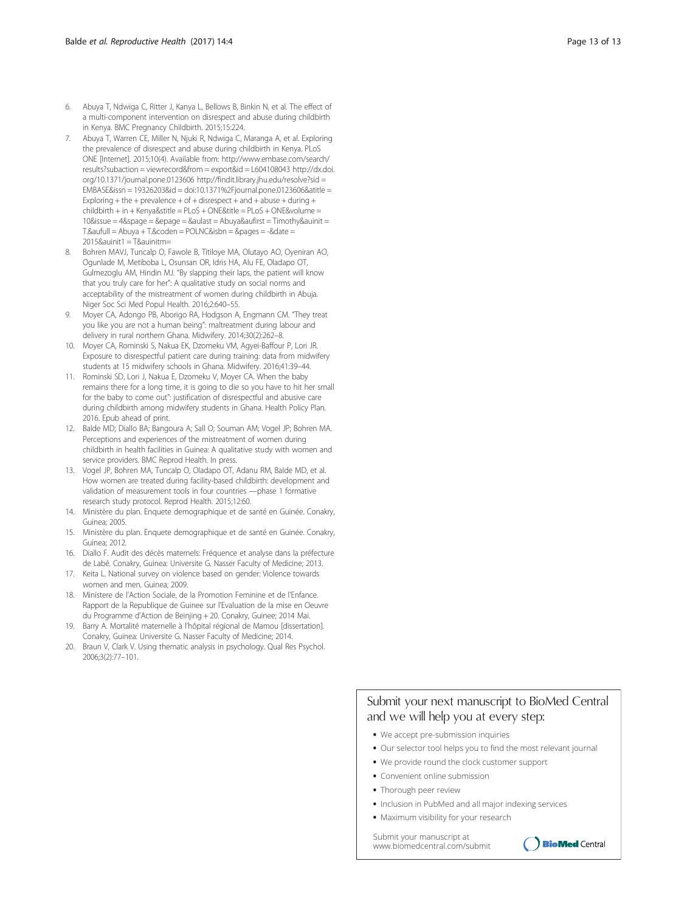6. Abuya T, Ndwiga C, Ritter J, Kanya L, Bellows B, Binkin N, et al. The effect of a multi-component intervention on disrespect and abuse during childbirth in Kenya. BMC Pregnancy Childbirth. 2015;15:224.
7. Abuya T, Warren CE, Miller N, Njuki R, Ndwiga C, Maranga A, et al. Exploring the prevalence of disrespect and abuse during childbirth in Kenya. PLoS ONE [Internet]. 2015;10(4). Available from: http://www.embase.com/search/results?subaction = viewrecord&from = export&id = L604108043 http://dx.doi.org/10.1371/journal.pone.0123606 http://findit.library.jhu.edu/resolve?sid = EMBASE&issn = 19326203&id = doi:10.1371%2Fjournal.pone.0123606&atitle = Exploring + the + prevalence + of + disrespect + and + abuse + during + childbirth + in + Kenya&stitle = PLoS + ONE&title = PLoS + ONE&volume = 10&issue = 4&spage = &epage = &aulast = Abuya&aufirst = Timothy&auinit = T.&aufull = Abuya + T.&coden = POLNC&isbn = &pages = -&date = 2015&auinit1 = T&auinitm=
8. Bohren MAVJ, Tuncalp O, Fawole B, Titiloye MA, Olutayo AO, Oyeniran AO, Ogunlade M, Metiboba L, Osunsan OR, Idris HA, Alu FE, Oladapo OT, Gulmezoglu AM, Hindin MJ. "By slapping their laps, the patient will know that you truly care for her": A qualitative study on social norms and acceptability of the mistreatment of women during childbirth in Abuja. Niger Soc Sci Med Popul Health. 2016;2:640–55.
9. Moyer CA, Adongo PB, Aborigo RA, Hodgson A, Engmann CM. "They treat you like you are not a human being": maltreatment during labour and delivery in rural northern Ghana. Midwifery. 2014;30(2):262–8.
10. Moyer CA, Rominski S, Nakua EK, Dzomeku VM, Agyei-Baffour P, Lori JR. Exposure to disrespectful patient care during training: data from midwifery students at 15 midwifery schools in Ghana. Midwifery. 2016;41:39–44.
11. Rominski SD, Lori J, Nakua E, Dzomeku V, Moyer CA. When the baby remains there for a long time, it is going to die so you have to hit her small for the baby to come out": justification of disrespectful and abusive care during childbirth among midwifery students in Ghana. Health Policy Plan. 2016. Epub ahead of print.
12. Balde MD; Diallo BA; Bangoura A; Sall O; Souman AM; Vogel JP; Bohren MA. Perceptions and experiences of the mistreatment of women during childbirth in health facilities in Guinea: A qualitative study with women and service providers. BMC Reprod Health. In press.
13. Vogel JP, Bohren MA, Tuncalp O, Oladapo OT, Adanu RM, Balde MD, et al. How women are treated during facility-based childbirth: development and validation of measurement tools in four countries —phase 1 formative research study protocol. Reprod Health. 2015;12:60.
14. Ministère du plan. Enquete demographique et de santé en Guinée. Conakry, Guinea; 2005.
15. Ministère du plan. Enquete demographique et de santé en Guinée. Conakry, Guinea; 2012.
16. Diallo F. Audit des décès maternels: Fréquence et analyse dans la préfecture de Labé. Conakry, Guinea: Universite G. Nasser Faculty of Medicine; 2013.
17. Keita L. National survey on violence based on gender: Violence towards women and men. Guinea; 2009.
18. Ministere de l'Action Sociale, de la Promotion Feminine et de l'Enfance. Rapport de la Republique de Guinee sur l'Evaluation de la mise en Oeuvre du Programme d'Action de Beinjing + 20. Conakry, Guinee; 2014 Mai.
19. Barry A. Mortalité maternelle à l'hôpital régional de Mamou [dissertation]. Conakry, Guinea: Universite G. Nasser Faculty of Medicine; 2014.
20. Braun V, Clark V. Using thematic analysis in psychology. Qual Res Psychol. 2006;3(2):77–101.

Submit your next manuscript to BioMed Central and we will help you at every step:

- We accept pre-submission inquiries
- Our selector tool helps you to find the most relevant journal
- We provide round the clock customer support
- Convenient online submission
- Thorough peer review
- Inclusion in PubMed and all major indexing services
- Maximum visibility for your research

Submit your manuscript at www.biomedcentral.com/submit

BioMed Central